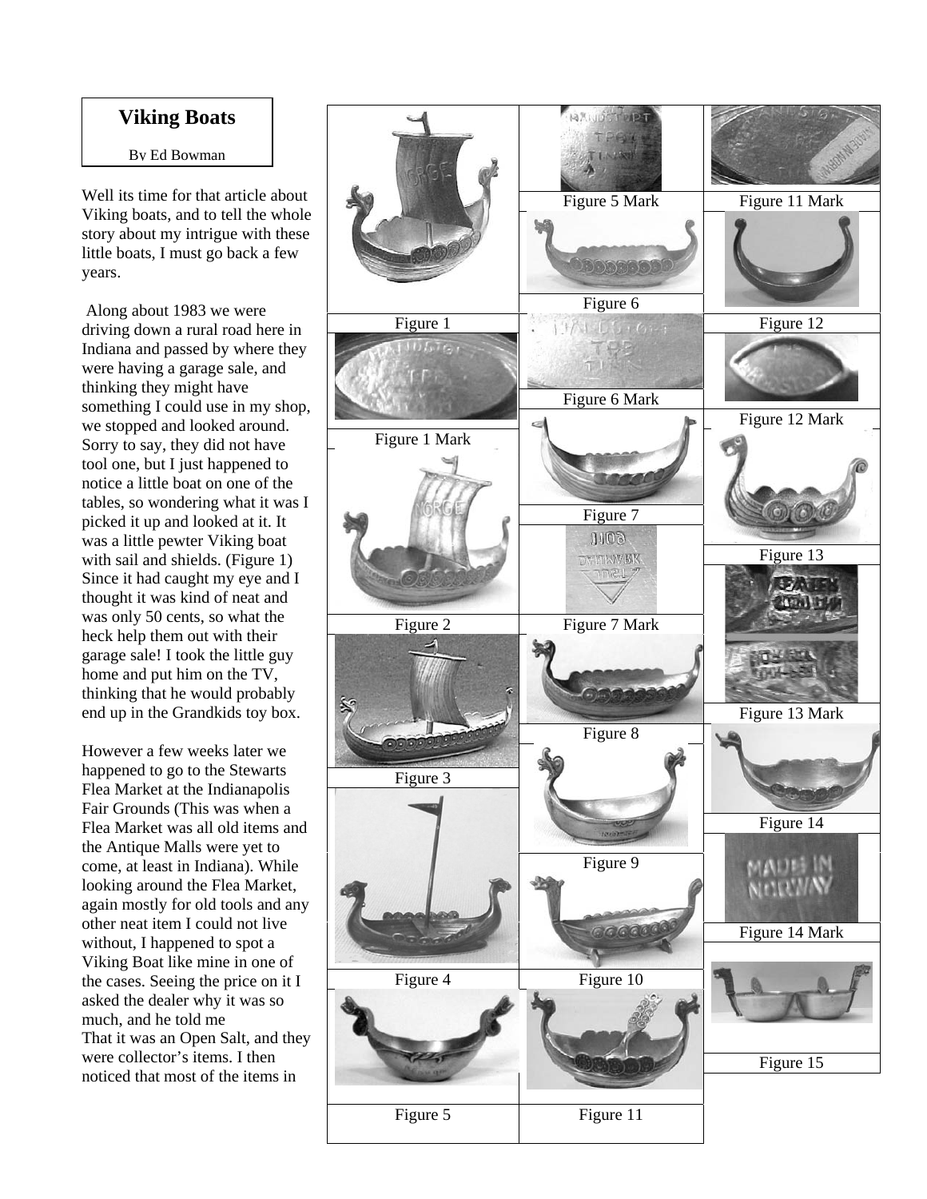# Viking Boats

By Ed Bowman

Well its time for that article about Viking boats, and to tell the whole story about my intrigue with these little boats, I must go back a few years.

Along about 1983 we were driving down a rural road here in Indiana and passed by where they were having a garage sale, and thinking they might have something I could use in my shop, we stopped and looked around. Sorry to say, they did not have tool one, but I just happened to notice a little boat on one of the tables, so wondering what it was I picked it up and looked at it. It was a little pewter Viking boat with sail and shields. (Figure 1) Since it had caught my eye and I thought it was kind of neat and was only 50 cents, so what the heck help them out with their garage sale! I took the little guy home and put him on the TV, thinking that he would probably end up in the Grandkids toy box.

However a few weeks later we happened to go to the Stewarts Flea Market at the Indianapolis Fair Grounds (This was when a Flea Market was all old items and the Antique Malls were yet to come, at least in Indiana). While looking around the Flea Market, again mostly for old tools and any other neat item I could not live without, I happened to spot a Viking Boat like mine in one of the cases. Seeing the price on it I asked the dealer why it was so much, and he told me That it was an Open Salt, and they were collector's items. I then noticed that most of the items in

Figure 1

Figure 1 Mark

Figure 2

Figure 3

Figure 4

Figure 5

Figure 5 Mark

Figure 6

Figure 6 Mark

Figure 7

Figure 7 Mark

Figure 8

Figure 9

Figure 10

Figure 11

Figure 11 Mark

Figure 12

Figure 12 Mark

Figure 13

Figure 13 Mark

Figure 14

Figure 14 Mark

Figure 15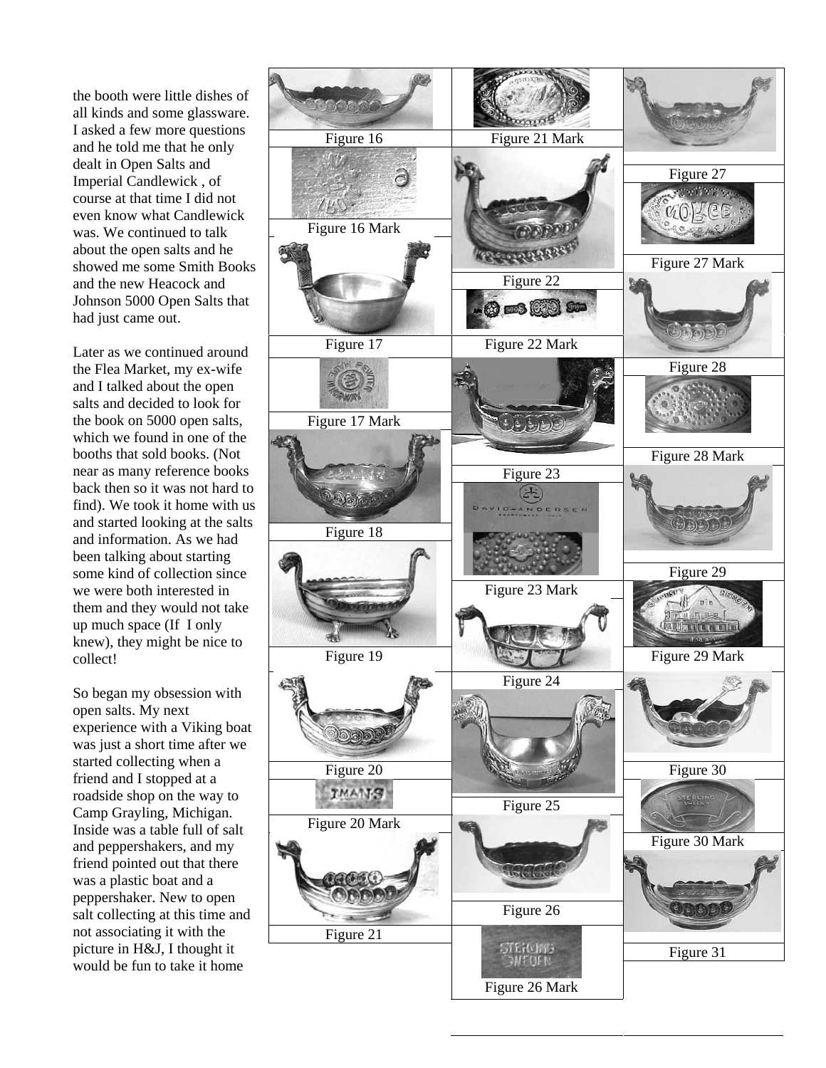the booth were little dishes of all kinds and some glassware. I asked a few more questions and he told me that he only dealt in Open Salts and Imperial Candlewick , of course at that time I did not even know what Candlewick was. We continued to talk about the open salts and he showed me some Smith Books and the new Heacock and Johnson 5000 Open Salts that had just came out.

Later as we continued around the Flea Market, my ex-wife and I talked about the open salts and decided to look for the book on 5000 open salts, which we found in one of the booths that sold books. (Not near as many reference books back then so it was not hard to find). We took it home with us and started looking at the salts and information. As we had been talking about starting some kind of collection since we were both interested in them and they would not take up much space (If I only knew), they might be nice to collect!

So began my obsession with open salts. My next experience with a Viking boat was just a short time after we started collecting when a friend and I stopped at a roadside shop on the way to Camp Grayling, Michigan. Inside was a table full of salt and peppershakers, and my friend pointed out that there was a plastic boat and a peppershaker. New to open salt collecting at this time and not associating it with the picture in H&J, I thought it would be fun to take it home

Figure 16

Figure 16 Mark

Figure 17

Figure 17 Mark

Figure 18

Figure 19

Figure 20

Figure 20 Mark

Figure 21

Figure 21 Mark

Figure 22

Figure 22 Mark

Figure 23

Figure 23 Mark

Figure 24

Figure 25

Figure 26

Figure 26 Mark

Figure 27

Figure 27 Mark

Figure 28

Figure 28 Mark

Figure 29

Figure 29 Mark

Figure 30

Figure 30 Mark

Figure 31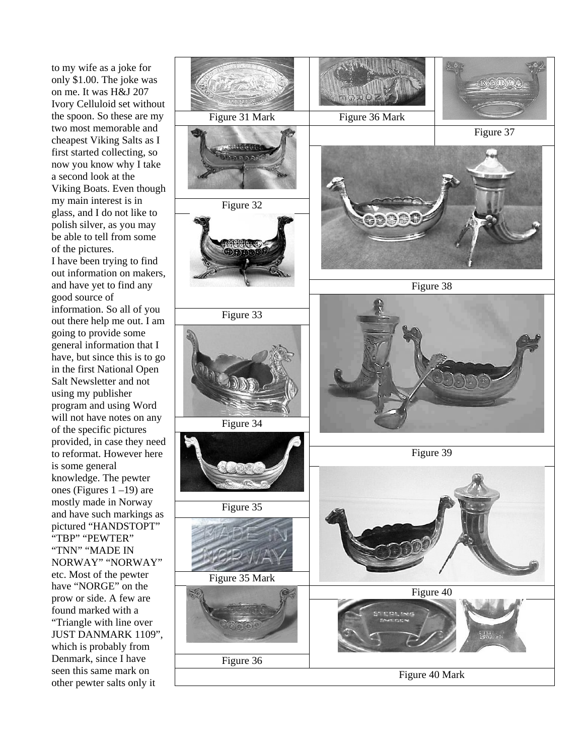to my wife as a joke for only $1.00. The joke was on me. It was H&J 207 Ivory Celluloid set without the spoon. So these are my two most memorable and cheapest Viking Salts as I first started collecting, so now you know why I take a second look at the Viking Boats. Even though my main interest is in glass, and I do not like to polish silver, as you may be able to tell from some of the pictures.

I have been trying to find out information on makers, and have yet to find any good source of information. So all of you out there help me out. I am going to provide some general information that I have, but since this is to go in the first National Open Salt Newsletter and not using my publisher program and using Word will not have notes on any of the specific pictures provided, in case they need to reformat. However here is some general knowledge. The pewter ones (Figures 1 –19) are mostly made in Norway and have such markings as pictured “HANDSTOPT” “TBP” “PEWTER” “TNN” “MADE IN NORWAY” “NORWAY” etc. Most of the pewter have “NORGE” on the prow or side. A few are found marked with a “Triangle with line over JUST DANMARK 1109”, which is probably from Denmark, since I have seen this same mark on other pewter salts only it

Figure 31 Mark

Figure 36 Mark

Figure 37

Figure 32

Figure 38

Figure 33

Figure 34

Figure 39

Figure 35

Figure 35 Mark

Figure 40

Figure 36

Figure 40 Mark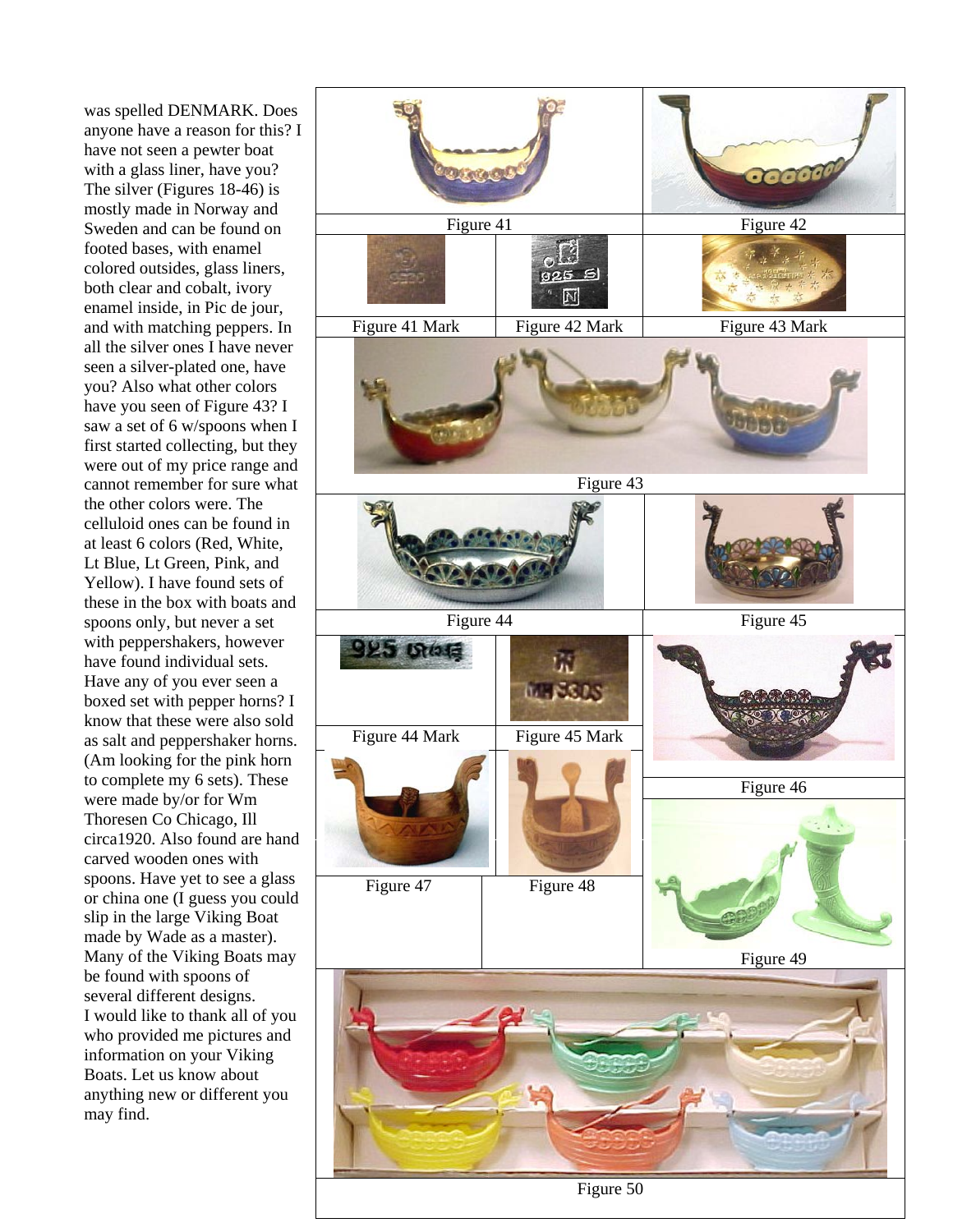was spelled DENMARK. Does anyone have a reason for this? I have not seen a pewter boat with a glass liner, have you? The silver (Figures 18-46) is mostly made in Norway and Sweden and can be found on footed bases, with enamel colored outsides, glass liners, both clear and cobalt, ivory enamel inside, in Pic de jour, and with matching peppers. In all the silver ones I have never seen a silver-plated one, have you? Also what other colors have you seen of Figure 43? I saw a set of 6 w/spoons when I first started collecting, but they were out of my price range and cannot remember for sure what the other colors were. The celluloid ones can be found in at least 6 colors (Red, White, Lt Blue, Lt Green, Pink, and Yellow). I have found sets of these in the box with boats and spoons only, but never a set with peppershakers, however have found individual sets. Have any of you ever seen a boxed set with pepper horns? I know that these were also sold as salt and peppershaker horns. (Am looking for the pink horn to complete my 6 sets). These were made by/or for Wm Thoresen Co Chicago, Ill circa1920. Also found are hand carved wooden ones with spoons. Have yet to see a glass or china one (I guess you could slip in the large Viking Boat made by Wade as a master). Many of the Viking Boats may be found with spoons of several different designs.

I would like to thank all of you who provided me pictures and information on your Viking Boats. Let us know about anything new or different you may find.

Figure 41

Figure 42

Figure 41 Mark

Figure 42 Mark

Figure 43 Mark

Figure 43

Figure 44

Figure 45

Figure 44 Mark

Figure 45 Mark

Figure 46

Figure 47

Figure 48

Figure 49

Figure 50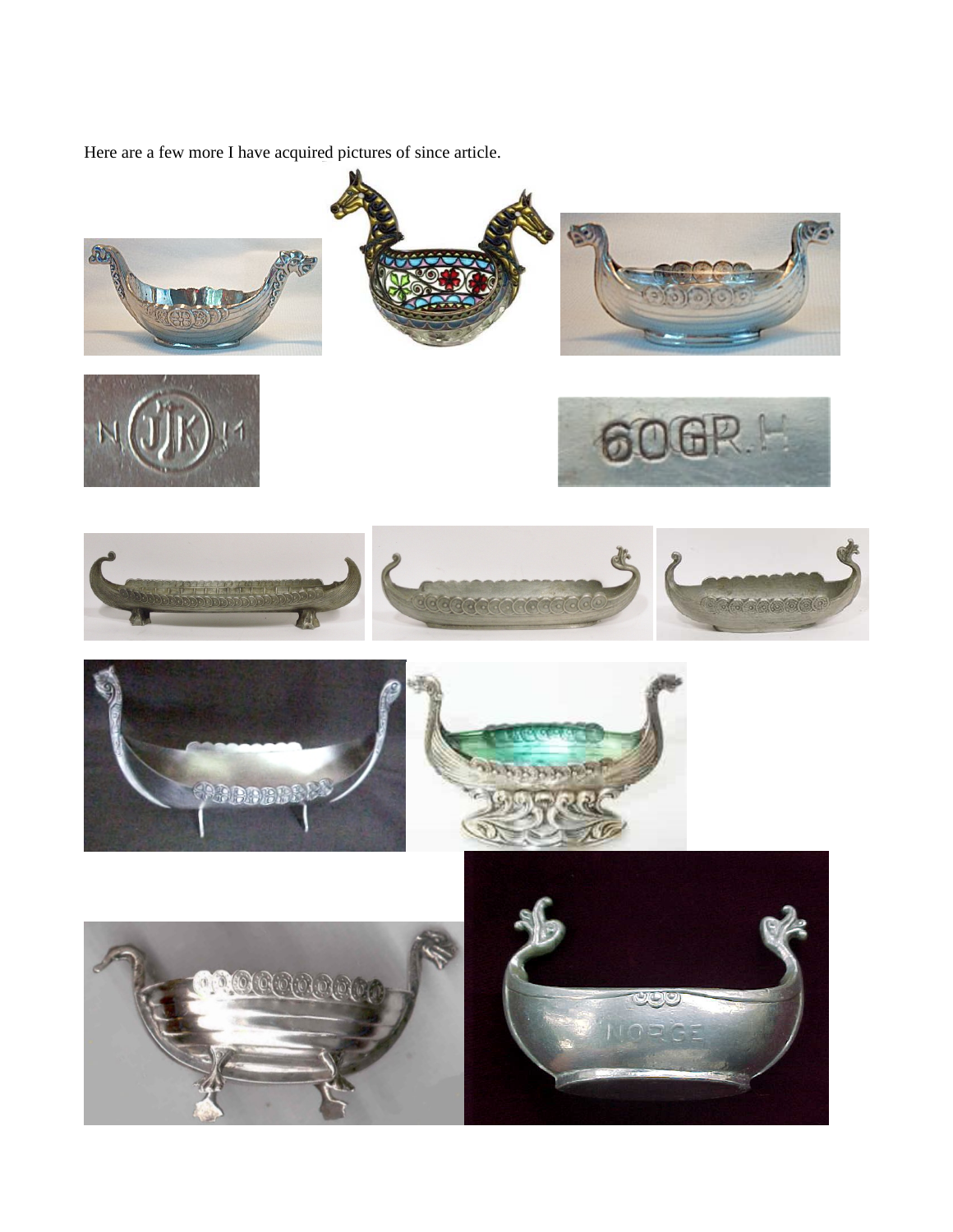Here are a few more I have acquired pictures of since article.